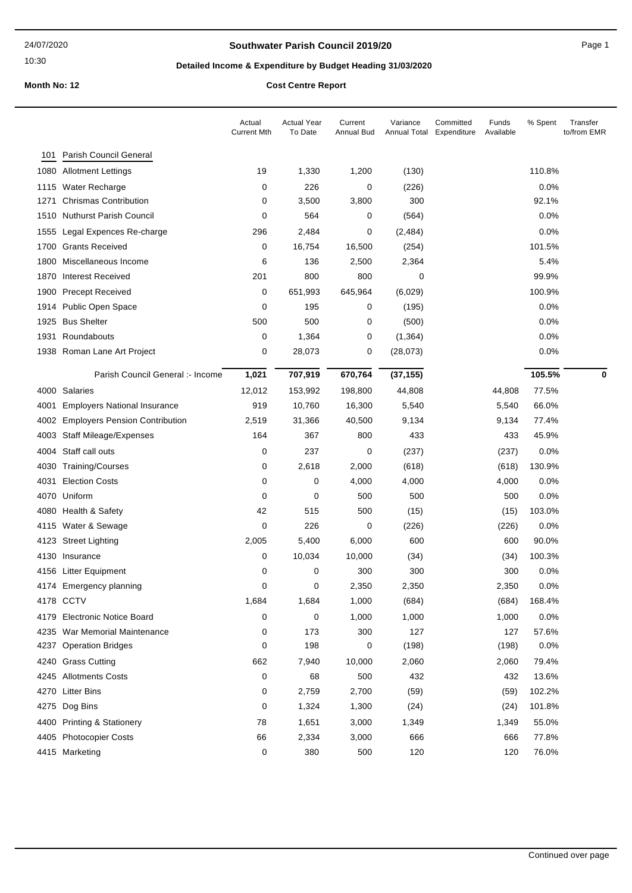# Southwater Parish Council 2019/20

## Detailed Income & Expenditure by Budget Heading 31/03/2020

**Month No: 12** **Cost Centre Report**

| | | Actual Current Mth | Actual Year To Date | Current Annual Bud | Variance Annual Total | Committed Expenditure | Funds Available | % Spent | Transfer to/from EMR |
|---|---|---|---|---|---|---|---|---|---|
| 101 | Parish Council General | | | | | | | | |
| 1080 | Allotment Lettings | 19 | 1,330 | 1,200 | (130) | | | 110.8% | |
| 1115 | Water Recharge | 0 | 226 | 0 | (226) | | | 0.0% | |
| 1271 | Chrismas Contribution | 0 | 3,500 | 3,800 | 300 | | | 92.1% | |
| 1510 | Nuthurst Parish Council | 0 | 564 | 0 | (564) | | | 0.0% | |
| 1555 | Legal Expences Re-charge | 296 | 2,484 | 0 | (2,484) | | | 0.0% | |
| 1700 | Grants Received | 0 | 16,754 | 16,500 | (254) | | | 101.5% | |
| 1800 | Miscellaneous Income | 6 | 136 | 2,500 | 2,364 | | | 5.4% | |
| 1870 | Interest Received | 201 | 800 | 800 | 0 | | | 99.9% | |
| 1900 | Precept Received | 0 | 651,993 | 645,964 | (6,029) | | | 100.9% | |
| 1914 | Public Open Space | 0 | 195 | 0 | (195) | | | 0.0% | |
| 1925 | Bus Shelter | 500 | 500 | 0 | (500) | | | 0.0% | |
| 1931 | Roundabouts | 0 | 1,364 | 0 | (1,364) | | | 0.0% | |
| 1938 | Roman Lane Art Project | 0 | 28,073 | 0 | (28,073) | | | 0.0% | |
| | Parish Council General :- Income | **1,021** | **707,919** | **670,764** | **(37,155)** | | | **105.5%** | **0** |
| 4000 | Salaries | 12,012 | 153,992 | 198,800 | 44,808 | | 44,808 | 77.5% | |
| 4001 | Employers National Insurance | 919 | 10,760 | 16,300 | 5,540 | | 5,540 | 66.0% | |
| 4002 | Employers Pension Contribution | 2,519 | 31,366 | 40,500 | 9,134 | | 9,134 | 77.4% | |
| 4003 | Staff Mileage/Expenses | 164 | 367 | 800 | 433 | | 433 | 45.9% | |
| 4004 | Staff call outs | 0 | 237 | 0 | (237) | | (237) | 0.0% | |
| 4030 | Training/Courses | 0 | 2,618 | 2,000 | (618) | | (618) | 130.9% | |
| 4031 | Election Costs | 0 | 0 | 4,000 | 4,000 | | 4,000 | 0.0% | |
| 4070 | Uniform | 0 | 0 | 500 | 500 | | 500 | 0.0% | |
| 4080 | Health & Safety | 42 | 515 | 500 | (15) | | (15) | 103.0% | |
| 4115 | Water & Sewage | 0 | 226 | 0 | (226) | | (226) | 0.0% | |
| 4123 | Street Lighting | 2,005 | 5,400 | 6,000 | 600 | | 600 | 90.0% | |
| 4130 | Insurance | 0 | 10,034 | 10,000 | (34) | | (34) | 100.3% | |
| 4156 | Litter Equipment | 0 | 0 | 300 | 300 | | 300 | 0.0% | |
| 4174 | Emergency planning | 0 | 0 | 2,350 | 2,350 | | 2,350 | 0.0% | |
| 4178 | CCTV | 1,684 | 1,684 | 1,000 | (684) | | (684) | 168.4% | |
| 4179 | Electronic Notice Board | 0 | 0 | 1,000 | 1,000 | | 1,000 | 0.0% | |
| 4235 | War Memorial Maintenance | 0 | 173 | 300 | 127 | | 127 | 57.6% | |
| 4237 | Operation Bridges | 0 | 198 | 0 | (198) | | (198) | 0.0% | |
| 4240 | Grass Cutting | 662 | 7,940 | 10,000 | 2,060 | | 2,060 | 79.4% | |
| 4245 | Allotments Costs | 0 | 68 | 500 | 432 | | 432 | 13.6% | |
| 4270 | Litter Bins | 0 | 2,759 | 2,700 | (59) | | (59) | 102.2% | |
| 4275 | Dog Bins | 0 | 1,324 | 1,300 | (24) | | (24) | 101.8% | |
| 4400 | Printing & Stationery | 78 | 1,651 | 3,000 | 1,349 | | 1,349 | 55.0% | |
| 4405 | Photocopier Costs | 66 | 2,334 | 3,000 | 666 | | 666 | 77.8% | |
| 4415 | Marketing | 0 | 380 | 500 | 120 | | 120 | 76.0% | |

Continued over page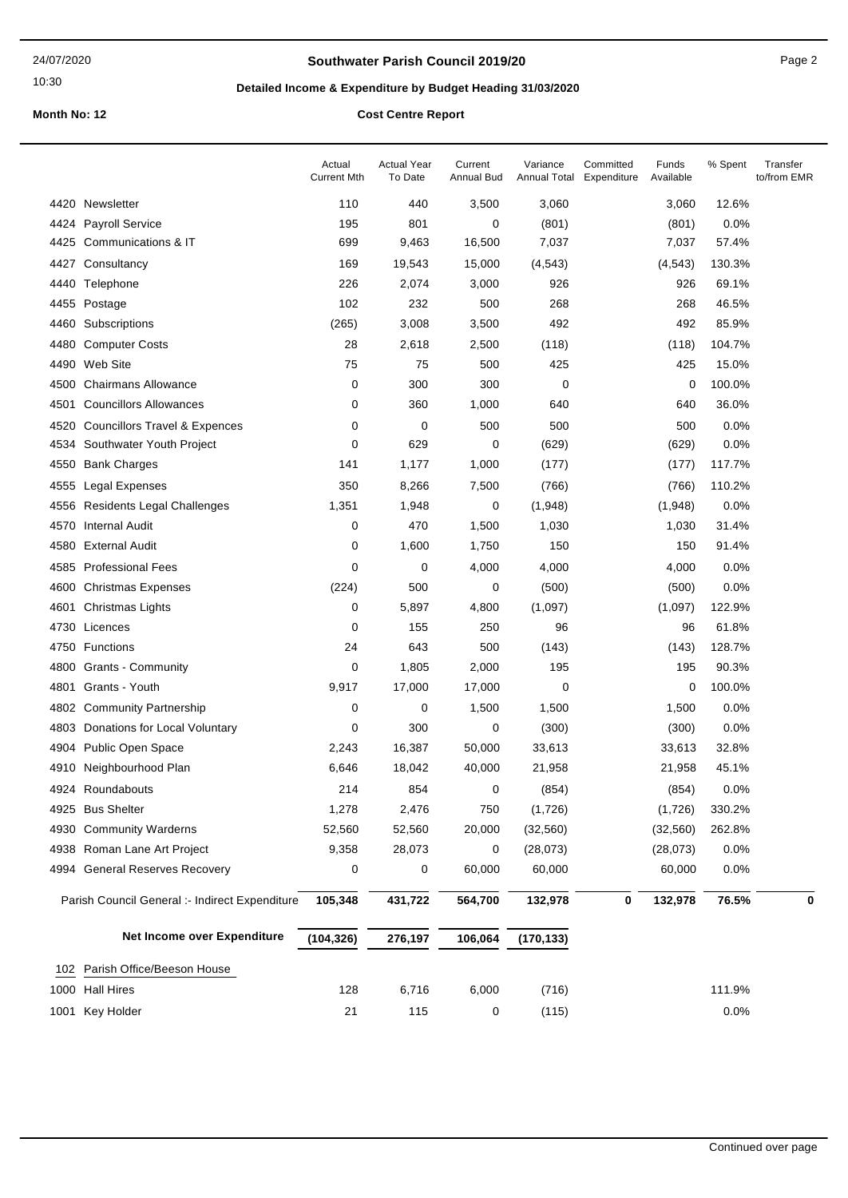**Southwater Parish Council 2019/20**

**Detailed Income & Expenditure by Budget Heading 31/03/2020**

**Month No: 12** **Cost Centre Report**

| | | Actual Current Mth | Actual Year To Date | Current Annual Bud | Variance Annual Total | Committed Expenditure | Funds Available | % Spent | Transfer to/from EMR |
|---|---|---|---|---|---|---|---|---|---|
| 4420 | Newsletter | 110 | 440 | 3,500 | 3,060 | | 3,060 | 12.6% | |
| 4424 | Payroll Service | 195 | 801 | 0 | (801) | | (801) | 0.0% | |
| 4425 | Communications & IT | 699 | 9,463 | 16,500 | 7,037 | | 7,037 | 57.4% | |
| 4427 | Consultancy | 169 | 19,543 | 15,000 | (4,543) | | (4,543) | 130.3% | |
| 4440 | Telephone | 226 | 2,074 | 3,000 | 926 | | 926 | 69.1% | |
| 4455 | Postage | 102 | 232 | 500 | 268 | | 268 | 46.5% | |
| 4460 | Subscriptions | (265) | 3,008 | 3,500 | 492 | | 492 | 85.9% | |
| 4480 | Computer Costs | 28 | 2,618 | 2,500 | (118) | | (118) | 104.7% | |
| 4490 | Web Site | 75 | 75 | 500 | 425 | | 425 | 15.0% | |
| 4500 | Chairmans Allowance | 0 | 300 | 300 | 0 | | 0 | 100.0% | |
| 4501 | Councillors Allowances | 0 | 360 | 1,000 | 640 | | 640 | 36.0% | |
| 4520 | Councillors Travel & Expences | 0 | 0 | 500 | 500 | | 500 | 0.0% | |
| 4534 | Southwater Youth Project | 0 | 629 | 0 | (629) | | (629) | 0.0% | |
| 4550 | Bank Charges | 141 | 1,177 | 1,000 | (177) | | (177) | 117.7% | |
| 4555 | Legal Expenses | 350 | 8,266 | 7,500 | (766) | | (766) | 110.2% | |
| 4556 | Residents Legal Challenges | 1,351 | 1,948 | 0 | (1,948) | | (1,948) | 0.0% | |
| 4570 | Internal Audit | 0 | 470 | 1,500 | 1,030 | | 1,030 | 31.4% | |
| 4580 | External Audit | 0 | 1,600 | 1,750 | 150 | | 150 | 91.4% | |
| 4585 | Professional Fees | 0 | 0 | 4,000 | 4,000 | | 4,000 | 0.0% | |
| 4600 | Christmas Expenses | (224) | 500 | 0 | (500) | | (500) | 0.0% | |
| 4601 | Christmas Lights | 0 | 5,897 | 4,800 | (1,097) | | (1,097) | 122.9% | |
| 4730 | Licences | 0 | 155 | 250 | 96 | | 96 | 61.8% | |
| 4750 | Functions | 24 | 643 | 500 | (143) | | (143) | 128.7% | |
| 4800 | Grants - Community | 0 | 1,805 | 2,000 | 195 | | 195 | 90.3% | |
| 4801 | Grants - Youth | 9,917 | 17,000 | 17,000 | 0 | | 0 | 100.0% | |
| 4802 | Community Partnership | 0 | 0 | 1,500 | 1,500 | | 1,500 | 0.0% | |
| 4803 | Donations for Local Voluntary | 0 | 300 | 0 | (300) | | (300) | 0.0% | |
| 4904 | Public Open Space | 2,243 | 16,387 | 50,000 | 33,613 | | 33,613 | 32.8% | |
| 4910 | Neighbourhood Plan | 6,646 | 18,042 | 40,000 | 21,958 | | 21,958 | 45.1% | |
| 4924 | Roundabouts | 214 | 854 | 0 | (854) | | (854) | 0.0% | |
| 4925 | Bus Shelter | 1,278 | 2,476 | 750 | (1,726) | | (1,726) | 330.2% | |
| 4930 | Community Wardens | 52,560 | 52,560 | 20,000 | (32,560) | | (32,560) | 262.8% | |
| 4938 | Roman Lane Art Project | 9,358 | 28,073 | 0 | (28,073) | | (28,073) | 0.0% | |
| 4994 | General Reserves Recovery | 0 | 0 | 60,000 | 60,000 | | 60,000 | 0.0% | |
| | Parish Council General :- Indirect Expenditure | **105,348** | **431,722** | **564,700** | **132,978** | **0** | **132,978** | **76.5%** | **0** |
| | **Net Income over Expenditure** | **(104,326)** | **276,197** | **106,064** | **(170,133)** | | | | |
| 102 | Parish Office/Beeson House | | | | | | | | |
| 1000 | Hall Hires | 128 | 6,716 | 6,000 | (716) | | | 111.9% | |
| 1001 | Key Holder | 21 | 115 | 0 | (115) | | | 0.0% | |

Continued over page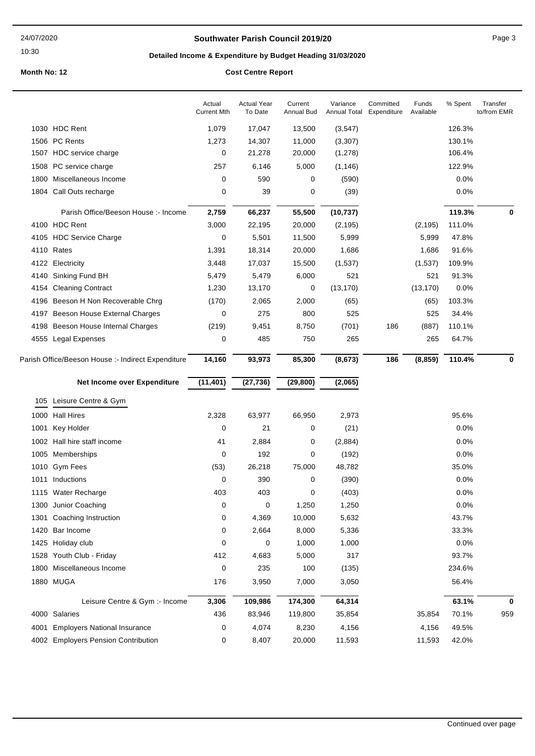**Southwater Parish Council 2019/20**

**Detailed Income & Expenditure by Budget Heading 31/03/2020**

**Month No: 12** **Cost Centre Report**

| | Actual Current Mth | Actual Year To Date | Current Annual Bud | Variance Annual Total | Committed Expenditure | Funds Available | % Spent | Transfer to/from EMR |
|---|---|---|---|---|---|---|---|---|
| 1030 HDC Rent | 1,079 | 17,047 | 13,500 | (3,547) | | | 126.3% | |
| 1506 PC Rents | 1,273 | 14,307 | 11,000 | (3,307) | | | 130.1% | |
| 1507 HDC service charge | 0 | 21,278 | 20,000 | (1,278) | | | 106.4% | |
| 1508 PC service charge | 257 | 6,146 | 5,000 | (1,146) | | | 122.9% | |
| 1800 Miscellaneous Income | 0 | 590 | 0 | (590) | | | 0.0% | |
| 1804 Call Outs recharge | 0 | 39 | 0 | (39) | | | 0.0% | |
| Parish Office/Beeson House :- Income | **2,759** | **66,237** | **55,500** | **(10,737)** | | | **119.3%** | **0** |
| 4100 HDC Rent | 3,000 | 22,195 | 20,000 | (2,195) | | (2,195) | 111.0% | |
| 4105 HDC Service Charge | 0 | 5,501 | 11,500 | 5,999 | | 5,999 | 47.8% | |
| 4110 Rates | 1,391 | 18,314 | 20,000 | 1,686 | | 1,686 | 91.6% | |
| 4122 Electricity | 3,448 | 17,037 | 15,500 | (1,537) | | (1,537) | 109.9% | |
| 4140 Sinking Fund BH | 5,479 | 5,479 | 6,000 | 521 | | 521 | 91.3% | |
| 4154 Cleaning Contract | 1,230 | 13,170 | 0 | (13,170) | | (13,170) | 0.0% | |
| 4196 Beeson H Non Recoverable Chrg | (170) | 2,065 | 2,000 | (65) | | (65) | 103.3% | |
| 4197 Beeson House External Charges | 0 | 275 | 800 | 525 | | 525 | 34.4% | |
| 4198 Beeson House Internal Charges | (219) | 9,451 | 8,750 | (701) | 186 | (887) | 110.1% | |
| 4555 Legal Expenses | 0 | 485 | 750 | 265 | | 265 | 64.7% | |
| Parish Office/Beeson House :- Indirect Expenditure | **14,160** | **93,973** | **85,300** | **(8,673)** | **186** | **(8,859)** | **110.4%** | **0** |
| **Net Income over Expenditure** | **(11,401)** | **(27,736)** | **(29,800)** | **(2,065)** | | | | |
| **105 Leisure Centre & Gym** | | | | | | | | |
| 1000 Hall Hires | 2,328 | 63,977 | 66,950 | 2,973 | | | 95.6% | |
| 1001 Key Holder | 0 | 21 | 0 | (21) | | | 0.0% | |
| 1002 Hall hire staff income | 41 | 2,884 | 0 | (2,884) | | | 0.0% | |
| 1005 Memberships | 0 | 192 | 0 | (192) | | | 0.0% | |
| 1010 Gym Fees | (53) | 26,218 | 75,000 | 48,782 | | | 35.0% | |
| 1011 Inductions | 0 | 390 | 0 | (390) | | | 0.0% | |
| 1115 Water Recharge | 403 | 403 | 0 | (403) | | | 0.0% | |
| 1300 Junior Coaching | 0 | 0 | 1,250 | 1,250 | | | 0.0% | |
| 1301 Coaching Instruction | 0 | 4,369 | 10,000 | 5,632 | | | 43.7% | |
| 1420 Bar Income | 0 | 2,664 | 8,000 | 5,336 | | | 33.3% | |
| 1425 Holiday club | 0 | 0 | 1,000 | 1,000 | | | 0.0% | |
| 1528 Youth Club - Friday | 412 | 4,683 | 5,000 | 317 | | | 93.7% | |
| 1800 Miscellaneous Income | 0 | 235 | 100 | (135) | | | 234.6% | |
| 1880 MUGA | 176 | 3,950 | 7,000 | 3,050 | | | 56.4% | |
| Leisure Centre & Gym :- Income | **3,306** | **109,986** | **174,300** | **64,314** | | | **63.1%** | **0** |
| 4000 Salaries | 436 | 83,946 | 119,800 | 35,854 | | 35,854 | 70.1% | 959 |
| 4001 Employers National Insurance | 0 | 4,074 | 8,230 | 4,156 | | 4,156 | 49.5% | |
| 4002 Employers Pension Contribution | 0 | 8,407 | 20,000 | 11,593 | | 11,593 | 42.0% | |

Continued over page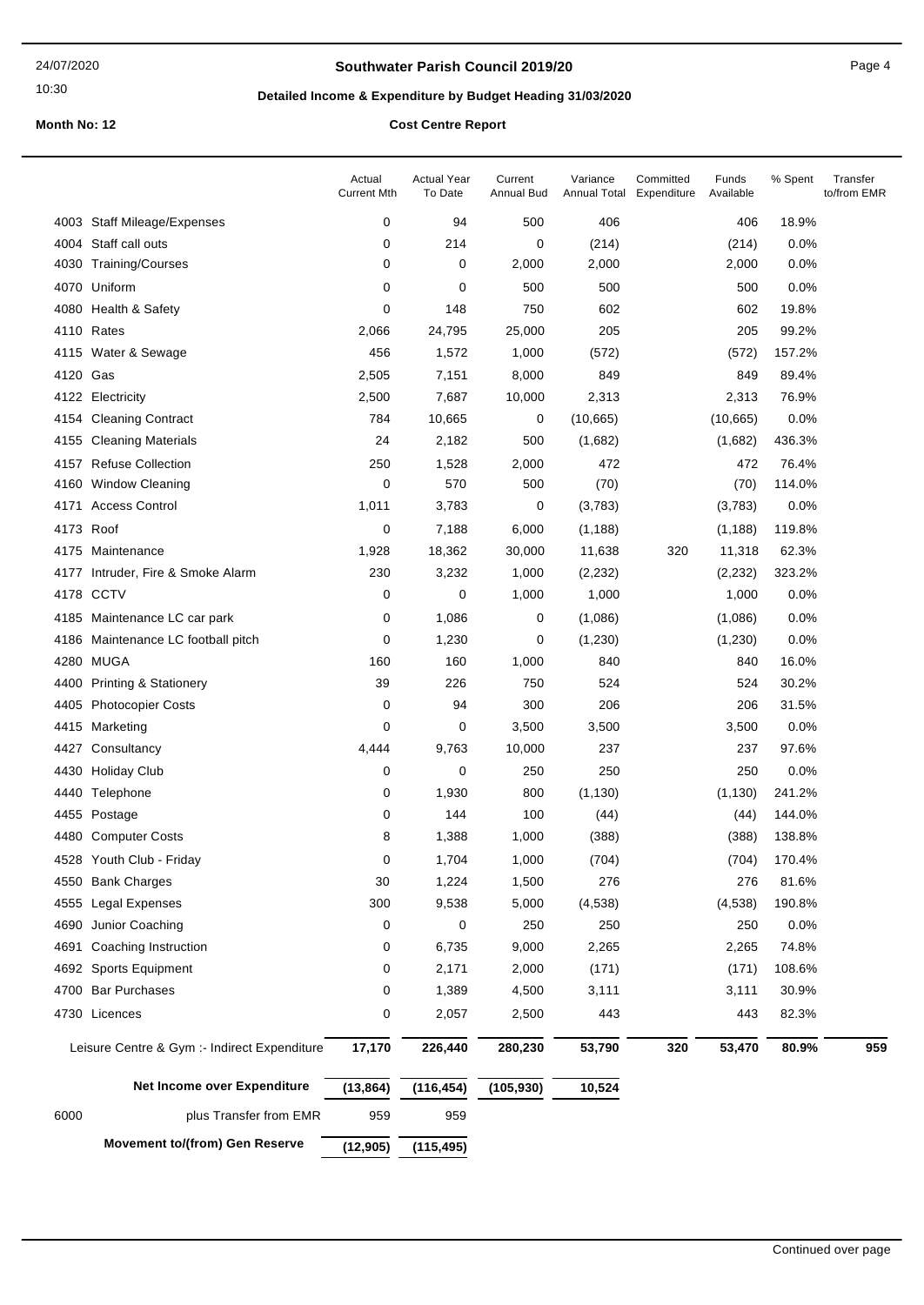## Southwater Parish Council 2019/20

### Detailed Income & Expenditure by Budget Heading 31/03/2020

**Month No: 12** — **Cost Centre Report**

| | | Actual Current Mth | Actual Year To Date | Current Annual Bud | Variance Annual Total | Committed Expenditure | Funds Available | % Spent | Transfer to/from EMR |
|---|---|---|---|---|---|---|---|---|---|
| 4003 | Staff Mileage/Expenses | 0 | 94 | 500 | 406 | | 406 | 18.9% | |
| 4004 | Staff call outs | 0 | 214 | 0 | (214) | | (214) | 0.0% | |
| 4030 | Training/Courses | 0 | 0 | 2,000 | 2,000 | | 2,000 | 0.0% | |
| 4070 | Uniform | 0 | 0 | 500 | 500 | | 500 | 0.0% | |
| 4080 | Health & Safety | 0 | 148 | 750 | 602 | | 602 | 19.8% | |
| 4110 | Rates | 2,066 | 24,795 | 25,000 | 205 | | 205 | 99.2% | |
| 4115 | Water & Sewage | 456 | 1,572 | 1,000 | (572) | | (572) | 157.2% | |
| 4120 | Gas | 2,505 | 7,151 | 8,000 | 849 | | 849 | 89.4% | |
| 4122 | Electricity | 2,500 | 7,687 | 10,000 | 2,313 | | 2,313 | 76.9% | |
| 4154 | Cleaning Contract | 784 | 10,665 | 0 | (10,665) | | (10,665) | 0.0% | |
| 4155 | Cleaning Materials | 24 | 2,182 | 500 | (1,682) | | (1,682) | 436.3% | |
| 4157 | Refuse Collection | 250 | 1,528 | 2,000 | 472 | | 472 | 76.4% | |
| 4160 | Window Cleaning | 0 | 570 | 500 | (70) | | (70) | 114.0% | |
| 4171 | Access Control | 1,011 | 3,783 | 0 | (3,783) | | (3,783) | 0.0% | |
| 4173 | Roof | 0 | 7,188 | 6,000 | (1,188) | | (1,188) | 119.8% | |
| 4175 | Maintenance | 1,928 | 18,362 | 30,000 | 11,638 | 320 | 11,318 | 62.3% | |
| 4177 | Intruder, Fire & Smoke Alarm | 230 | 3,232 | 1,000 | (2,232) | | (2,232) | 323.2% | |
| 4178 | CCTV | 0 | 0 | 1,000 | 1,000 | | 1,000 | 0.0% | |
| 4185 | Maintenance LC car park | 0 | 1,086 | 0 | (1,086) | | (1,086) | 0.0% | |
| 4186 | Maintenance LC football pitch | 0 | 1,230 | 0 | (1,230) | | (1,230) | 0.0% | |
| 4280 | MUGA | 160 | 160 | 1,000 | 840 | | 840 | 16.0% | |
| 4400 | Printing & Stationery | 39 | 226 | 750 | 524 | | 524 | 30.2% | |
| 4405 | Photocopier Costs | 0 | 94 | 300 | 206 | | 206 | 31.5% | |
| 4415 | Marketing | 0 | 0 | 3,500 | 3,500 | | 3,500 | 0.0% | |
| 4427 | Consultancy | 4,444 | 9,763 | 10,000 | 237 | | 237 | 97.6% | |
| 4430 | Holiday Club | 0 | 0 | 250 | 250 | | 250 | 0.0% | |
| 4440 | Telephone | 0 | 1,930 | 800 | (1,130) | | (1,130) | 241.2% | |
| 4455 | Postage | 0 | 144 | 100 | (44) | | (44) | 144.0% | |
| 4480 | Computer Costs | 8 | 1,388 | 1,000 | (388) | | (388) | 138.8% | |
| 4528 | Youth Club - Friday | 0 | 1,704 | 1,000 | (704) | | (704) | 170.4% | |
| 4550 | Bank Charges | 30 | 1,224 | 1,500 | 276 | | 276 | 81.6% | |
| 4555 | Legal Expenses | 300 | 9,538 | 5,000 | (4,538) | | (4,538) | 190.8% | |
| 4690 | Junior Coaching | 0 | 0 | 250 | 250 | | 250 | 0.0% | |
| 4691 | Coaching Instruction | 0 | 6,735 | 9,000 | 2,265 | | 2,265 | 74.8% | |
| 4692 | Sports Equipment | 0 | 2,171 | 2,000 | (171) | | (171) | 108.6% | |
| 4700 | Bar Purchases | 0 | 1,389 | 4,500 | 3,111 | | 3,111 | 30.9% | |
| 4730 | Licences | 0 | 2,057 | 2,500 | 443 | | 443 | 82.3% | |
| | **Leisure Centre & Gym :- Indirect Expenditure** | **17,170** | **226,440** | **280,230** | **53,790** | **320** | **53,470** | **80.9%** | **959** |
| | **Net Income over Expenditure** | **(13,864)** | **(116,454)** | **(105,930)** | **10,524** | | | | |
| 6000 | plus Transfer from EMR | 959 | 959 | | | | | | |
| | **Movement to/(from) Gen Reserve** | **(12,905)** | **(115,495)** | | | | | | |

Continued over page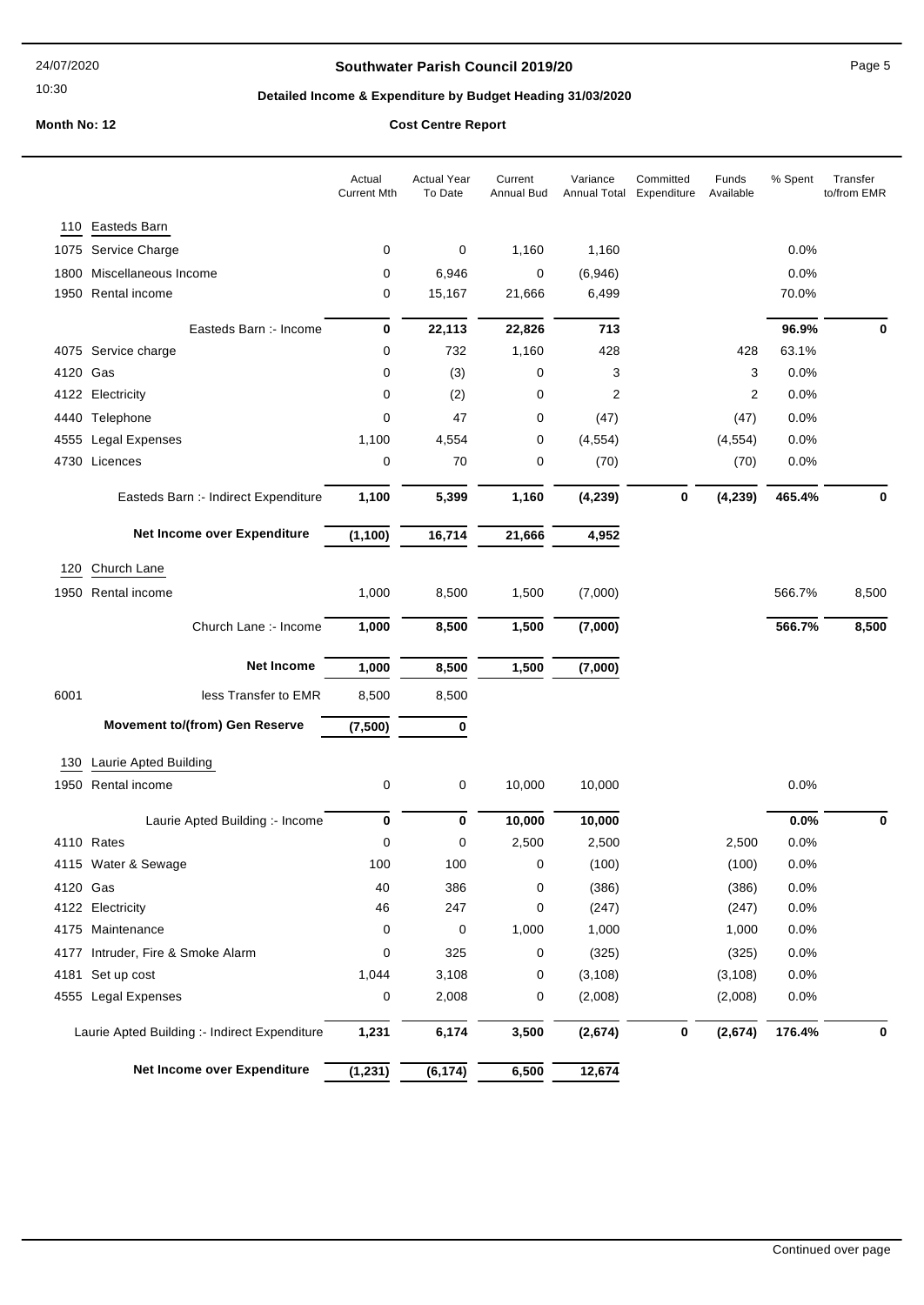# Southwater Parish Council 2019/20

## Detailed Income & Expenditure by Budget Heading 31/03/2020

**Month No: 12** **Cost Centre Report**

| | | Actual Current Mth | Actual Year To Date | Current Annual Bud | Variance Annual Total | Committed Expenditure | Funds Available | % Spent | Transfer to/from EMR |
|---|---|---|---|---|---|---|---|---|---|
| 110 | Easteds Barn | | | | | | | | |
| 1075 | Service Charge | 0 | 0 | 1,160 | 1,160 | | | 0.0% | |
| 1800 | Miscellaneous Income | 0 | 6,946 | 0 | (6,946) | | | 0.0% | |
| 1950 | Rental income | 0 | 15,167 | 21,666 | 6,499 | | | 70.0% | |
| | Easteds Barn :- Income | **0** | **22,113** | **22,826** | **713** | | | **96.9%** | **0** |
| 4075 | Service charge | 0 | 732 | 1,160 | 428 | | 428 | 63.1% | |
| 4120 | Gas | 0 | (3) | 0 | 3 | | 3 | 0.0% | |
| 4122 | Electricity | 0 | (2) | 0 | 2 | | 2 | 0.0% | |
| 4440 | Telephone | 0 | 47 | 0 | (47) | | (47) | 0.0% | |
| 4555 | Legal Expenses | 1,100 | 4,554 | 0 | (4,554) | | (4,554) | 0.0% | |
| 4730 | Licences | 0 | 70 | 0 | (70) | | (70) | 0.0% | |
| | Easteds Barn :- Indirect Expenditure | **1,100** | **5,399** | **1,160** | **(4,239)** | **0** | **(4,239)** | **465.4%** | **0** |
| | **Net Income over Expenditure** | **(1,100)** | **16,714** | **21,666** | **4,952** | | | | |
| 120 | Church Lane | | | | | | | | |
| 1950 | Rental income | 1,000 | 8,500 | 1,500 | (7,000) | | | 566.7% | 8,500 |
| | Church Lane :- Income | **1,000** | **8,500** | **1,500** | **(7,000)** | | | **566.7%** | **8,500** |
| | **Net Income** | **1,000** | **8,500** | **1,500** | **(7,000)** | | | | |
| 6001 | less Transfer to EMR | 8,500 | 8,500 | | | | | | |
| | **Movement to/(from) Gen Reserve** | **(7,500)** | **0** | | | | | | |
| 130 | Laurie Apted Building | | | | | | | | |
| 1950 | Rental income | 0 | 0 | 10,000 | 10,000 | | | 0.0% | |
| | Laurie Apted Building :- Income | **0** | **0** | **10,000** | **10,000** | | | **0.0%** | **0** |
| 4110 | Rates | 0 | 0 | 2,500 | 2,500 | | 2,500 | 0.0% | |
| 4115 | Water & Sewage | 100 | 100 | 0 | (100) | | (100) | 0.0% | |
| 4120 | Gas | 40 | 386 | 0 | (386) | | (386) | 0.0% | |
| 4122 | Electricity | 46 | 247 | 0 | (247) | | (247) | 0.0% | |
| 4175 | Maintenance | 0 | 0 | 1,000 | 1,000 | | 1,000 | 0.0% | |
| 4177 | Intruder, Fire & Smoke Alarm | 0 | 325 | 0 | (325) | | (325) | 0.0% | |
| 4181 | Set up cost | 1,044 | 3,108 | 0 | (3,108) | | (3,108) | 0.0% | |
| 4555 | Legal Expenses | 0 | 2,008 | 0 | (2,008) | | (2,008) | 0.0% | |
| | Laurie Apted Building :- Indirect Expenditure | **1,231** | **6,174** | **3,500** | **(2,674)** | **0** | **(2,674)** | **176.4%** | **0** |
| | **Net Income over Expenditure** | **(1,231)** | **(6,174)** | **6,500** | **12,674** | | | | |

Continued over page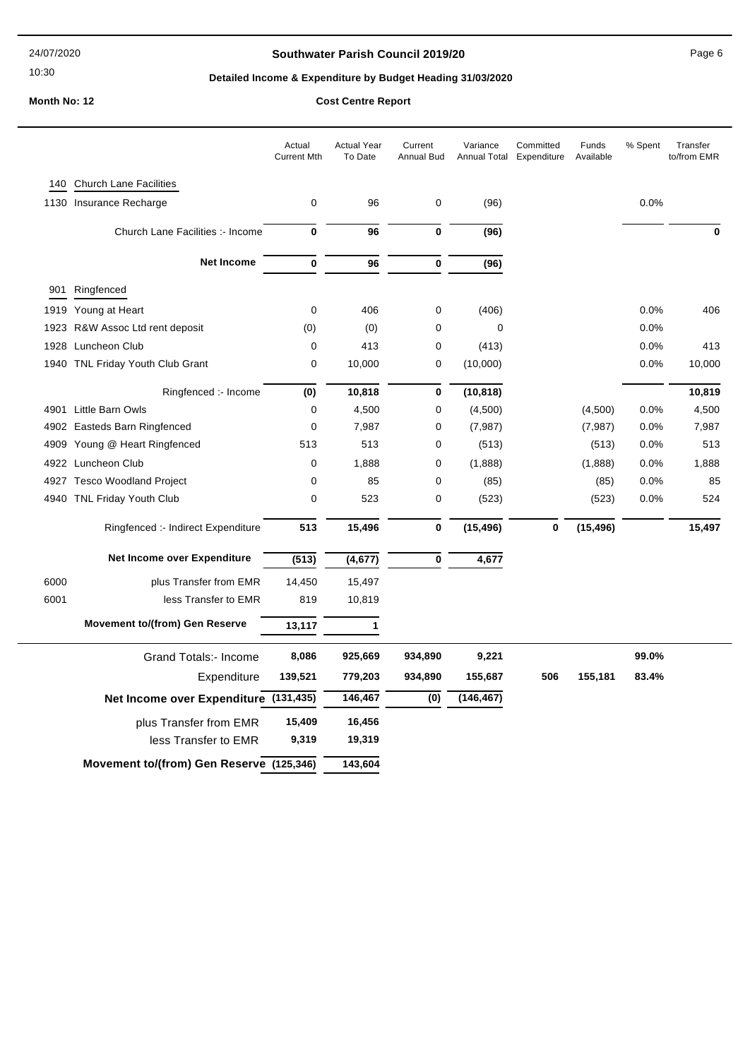**Southwater Parish Council 2019/20**

**Detailed Income & Expenditure by Budget Heading 31/03/2020**

**Month No: 12** **Cost Centre Report**

| | | Actual Current Mth | Actual Year To Date | Current Annual Bud | Variance Annual Total | Committed Expenditure | Funds Available | % Spent | Transfer to/from EMR |
|---|---|---|---|---|---|---|---|---|---|
| 140 | Church Lane Facilities | | | | | | | | |
| 1130 | Insurance Recharge | 0 | 96 | 0 | (96) | | | 0.0% | |
| | Church Lane Facilities :- Income | **0** | **96** | **0** | **(96)** | | | | **0** |
| | **Net Income** | **0** | **96** | **0** | **(96)** | | | | |
| 901 | Ringfenced | | | | | | | | |
| 1919 | Young at Heart | 0 | 406 | 0 | (406) | | | 0.0% | 406 |
| 1923 | R&W Assoc Ltd rent deposit | (0) | (0) | 0 | 0 | | | 0.0% | |
| 1928 | Luncheon Club | 0 | 413 | 0 | (413) | | | 0.0% | 413 |
| 1940 | TNL Friday Youth Club Grant | 0 | 10,000 | 0 | (10,000) | | | 0.0% | 10,000 |
| | Ringfenced :- Income | **(0)** | **10,818** | **0** | **(10,818)** | | | | **10,819** |
| 4901 | Little Barn Owls | 0 | 4,500 | 0 | (4,500) | | (4,500) | 0.0% | 4,500 |
| 4902 | Easteds Barn Ringfenced | 0 | 7,987 | 0 | (7,987) | | (7,987) | 0.0% | 7,987 |
| 4909 | Young @ Heart Ringfenced | 513 | 513 | 0 | (513) | | (513) | 0.0% | 513 |
| 4922 | Luncheon Club | 0 | 1,888 | 0 | (1,888) | | (1,888) | 0.0% | 1,888 |
| 4927 | Tesco Woodland Project | 0 | 85 | 0 | (85) | | (85) | 0.0% | 85 |
| 4940 | TNL Friday Youth Club | 0 | 523 | 0 | (523) | | (523) | 0.0% | 524 |
| | Ringfenced :- Indirect Expenditure | **513** | **15,496** | **0** | **(15,496)** | **0** | **(15,496)** | | **15,497** |
| | **Net Income over Expenditure** | **(513)** | **(4,677)** | **0** | **4,677** | | | | |
| 6000 | plus Transfer from EMR | 14,450 | 15,497 | | | | | | |
| 6001 | less Transfer to EMR | 819 | 10,819 | | | | | | |
| | **Movement to/(from) Gen Reserve** | **13,117** | **1** | | | | | | |
| | Grand Totals:- Income | **8,086** | **925,669** | **934,890** | **9,221** | | | **99.0%** | |
| | Expenditure | **139,521** | **779,203** | **934,890** | **155,687** | **506** | **155,181** | **83.4%** | |
| | **Net Income over Expenditure** | **(131,435)** | **146,467** | **(0)** | **(146,467)** | | | | |
| | plus Transfer from EMR | **15,409** | **16,456** | | | | | | |
| | less Transfer to EMR | **9,319** | **19,319** | | | | | | |
| | **Movement to/(from) Gen Reserve** | **(125,346)** | **143,604** | | | | | | |